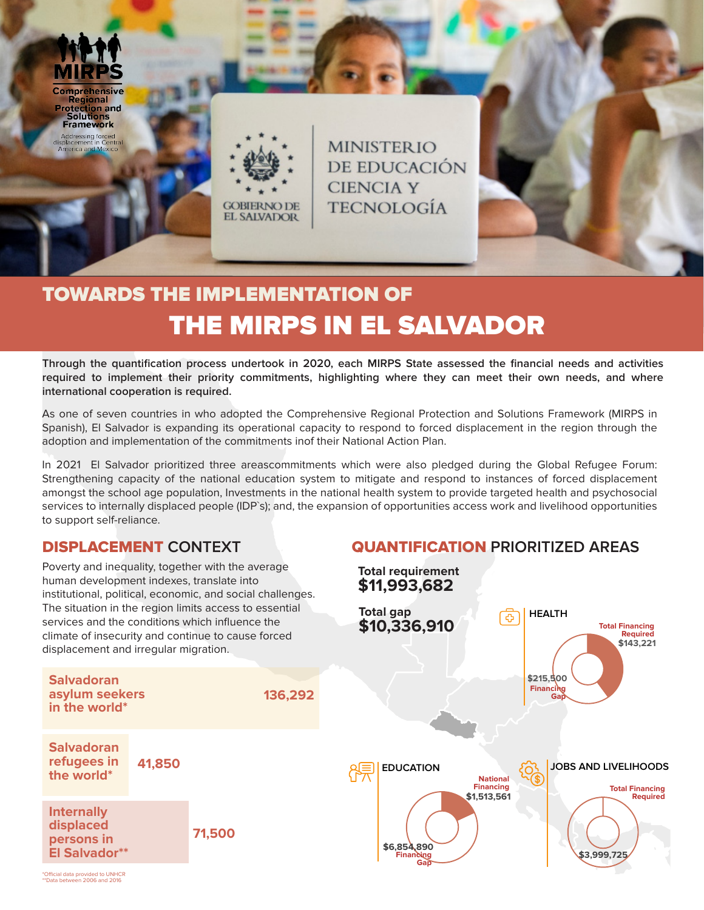MIRPS

Comprehensive Regional Protection and Solutions Framework

Addressing forced displacement in Central America and Mexico

GOBIERNO DE EL SALVADOR

MINISTERIO DE EDUCACIÓN CIENCIA Y TECNOLOGÍA

# TOWARDS THE IMPLEMENTATION OF THE MIRPS IN EL SALVADOR

**Through the quantification process undertook in 2020, each MIRPS State assessed the financial needs and activities required to implement their priority commitments, highlighting where they can meet their own needs, and where international cooperation is required.**

As one of seven countries in who adopted the Comprehensive Regional Protection and Solutions Framework (MIRPS in Spanish), El Salvador is expanding its operational capacity to respond to forced displacement in the region through the adoption and implementation of the commitments inof their National Action Plan.

In 2021 El Salvador prioritized three areascommitments which were also pledged during the Global Refugee Forum: Strengthening capacity of the national education system to mitigate and respond to instances of forced displacement amongst the school age population, Investments in the national health system to provide targeted health and psychosocial services to internally displaced people (IDP`s); and, the expansion of opportunities access work and livelihood opportunities to support self-reliance.

## DISPLACEMENT CONTEXT

Poverty and inequality, together with the average human development indexes, translate into institutional, political, economic, and social challenges. The situation in the region limits access to essential services and the conditions which influence the climate of insecurity and continue to cause forced displacement and irregular migration.

| | |
|---|---|
| Salvadoran asylum seekers in the world* | 136,292 |
| Salvadoran refugees in the world* | 41,850 |
| Internally displaced persons in El Salvador** | 71,500 |

*Official data provided to UNHCR
**Data between 2006 and 2016

## QUANTIFICATION PRIORITIZED AREAS

**Total requirement**
**$11,993,682**

**Total gap**
**$10,336,910**

### HEALTH

- Total Financing Required: $143,221
- $215,500 Financing Gap

### EDUCATION

- National Financing: $1,513,561
- $6,854,890 Financing Gap

### JOBS AND LIVELIHOODS

- Total Financing Required
- $3,999,725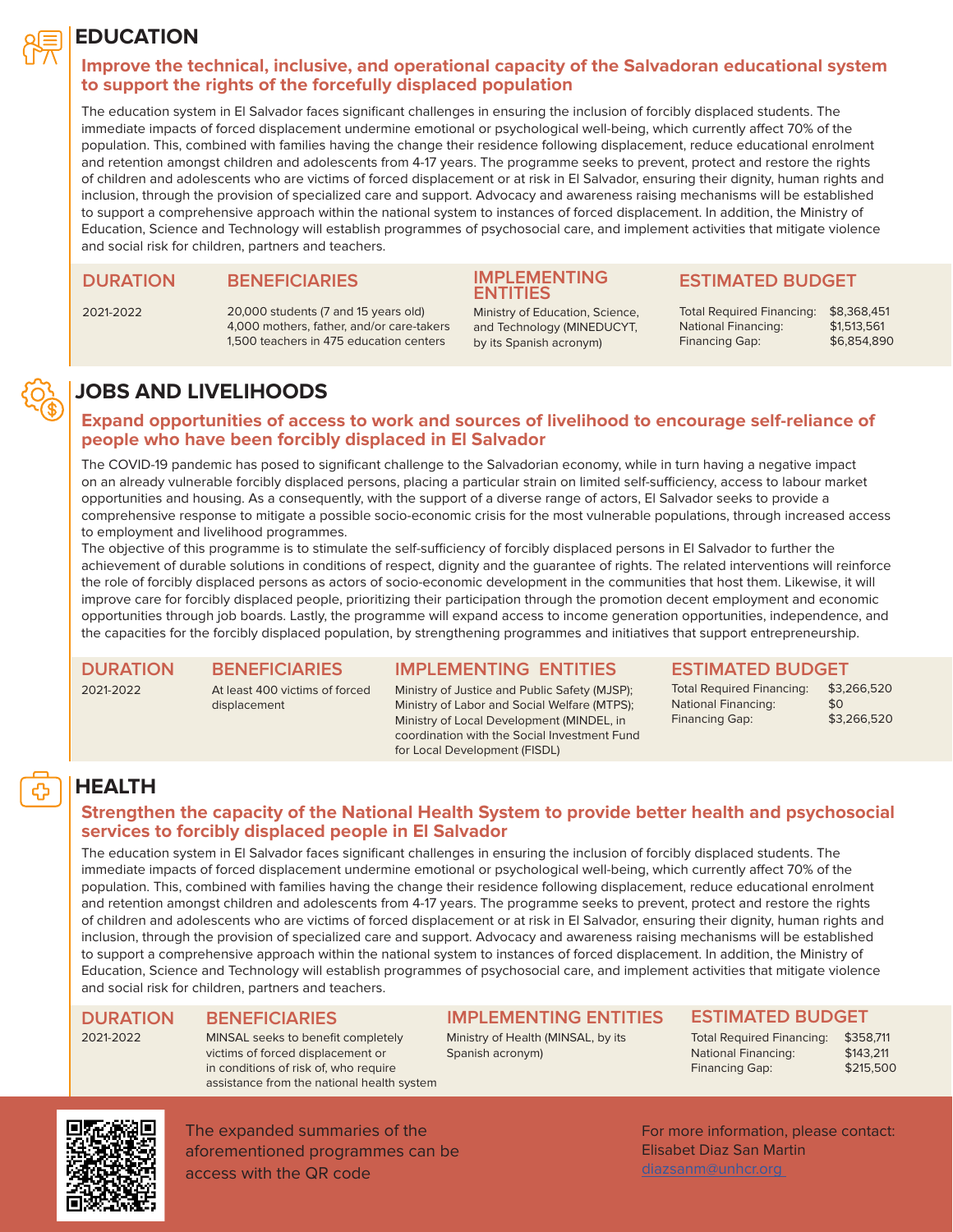## EDUCATION

### Improve the technical, inclusive, and operational capacity of the Salvadoran educational system to support the rights of the forcefully displaced population

The education system in El Salvador faces significant challenges in ensuring the inclusion of forcibly displaced students. The immediate impacts of forced displacement undermine emotional or psychological well-being, which currently affect 70% of the population. This, combined with families having the change their residence following displacement, reduce educational enrolment and retention amongst children and adolescents from 4-17 years. The programme seeks to prevent, protect and restore the rights of children and adolescents who are victims of forced displacement or at risk in El Salvador, ensuring their dignity, human rights and inclusion, through the provision of specialized care and support. Advocacy and awareness raising mechanisms will be established to support a comprehensive approach within the national system to instances of forced displacement. In addition, the Ministry of Education, Science and Technology will establish programmes of psychosocial care, and implement activities that mitigate violence and social risk for children, partners and teachers.

| DURATION | BENEFICIARIES | IMPLEMENTING ENTITIES | ESTIMATED BUDGET |
|---|---|---|---|
| 2021-2022 | 20,000 students (7 and 15 years old)<br>4,000 mothers, father, and/or care-takers<br>1,500 teachers in 475 education centers | Ministry of Education, Science, and Technology (MINEDUCYT, by its Spanish acronym) | Total Required Financing: $8,368,451<br>National Financing: $1,513,561<br>Financing Gap: $6,854,890 |

## JOBS AND LIVELIHOODS

### Expand opportunities of access to work and sources of livelihood to encourage self-reliance of people who have been forcibly displaced in El Salvador

The COVID-19 pandemic has posed to significant challenge to the Salvadorian economy, while in turn having a negative impact on an already vulnerable forcibly displaced persons, placing a particular strain on limited self-sufficiency, access to labour market opportunities and housing. As a consequently, with the support of a diverse range of actors, El Salvador seeks to provide a comprehensive response to mitigate a possible socio-economic crisis for the most vulnerable populations, through increased access to employment and livelihood programmes.

The objective of this programme is to stimulate the self-sufficiency of forcibly displaced persons in El Salvador to further the achievement of durable solutions in conditions of respect, dignity and the guarantee of rights. The related interventions will reinforce the role of forcibly displaced persons as actors of socio-economic development in the communities that host them. Likewise, it will improve care for forcibly displaced people, prioritizing their participation through the promotion decent employment and economic opportunities through job boards. Lastly, the programme will expand access to income generation opportunities, independence, and the capacities for the forcibly displaced population, by strengthening programmes and initiatives that support entrepreneurship.

| DURATION | BENEFICIARIES | IMPLEMENTING ENTITIES | ESTIMATED BUDGET |
|---|---|---|---|
| 2021-2022 | At least 400 victims of forced displacement | Ministry of Justice and Public Safety (MJSP); Ministry of Labor and Social Welfare (MTPS); Ministry of Local Development (MINDEL, in coordination with the Social Investment Fund for Local Development (FISDL) | Total Required Financing: $3,266,520<br>National Financing: $0<br>Financing Gap: $3,266,520 |

## HEALTH

### Strengthen the capacity of the National Health System to provide better health and psychosocial services to forcibly displaced people in El Salvador

The education system in El Salvador faces significant challenges in ensuring the inclusion of forcibly displaced students. The immediate impacts of forced displacement undermine emotional or psychological well-being, which currently affect 70% of the population. This, combined with families having the change their residence following displacement, reduce educational enrolment and retention amongst children and adolescents from 4-17 years. The programme seeks to prevent, protect and restore the rights of children and adolescents who are victims of forced displacement or at risk in El Salvador, ensuring their dignity, human rights and inclusion, through the provision of specialized care and support. Advocacy and awareness raising mechanisms will be established to support a comprehensive approach within the national system to instances of forced displacement. In addition, the Ministry of Education, Science and Technology will establish programmes of psychosocial care, and implement activities that mitigate violence and social risk for children, partners and teachers.

| DURATION | BENEFICIARIES | IMPLEMENTING ENTITIES | ESTIMATED BUDGET |
|---|---|---|---|
| 2021-2022 | MINSAL seeks to benefit completely victims of forced displacement or in conditions of risk of, who require assistance from the national health system | Ministry of Health (MINSAL, by its Spanish acronym) | Total Required Financing: $358,711<br>National Financing: $143,211<br>Financing Gap: $215,500 |

The expanded summaries of the aforementioned programmes can be access with the QR code

For more information, please contact:
Elisabet Diaz San Martin
diazsanm@unhcr.org